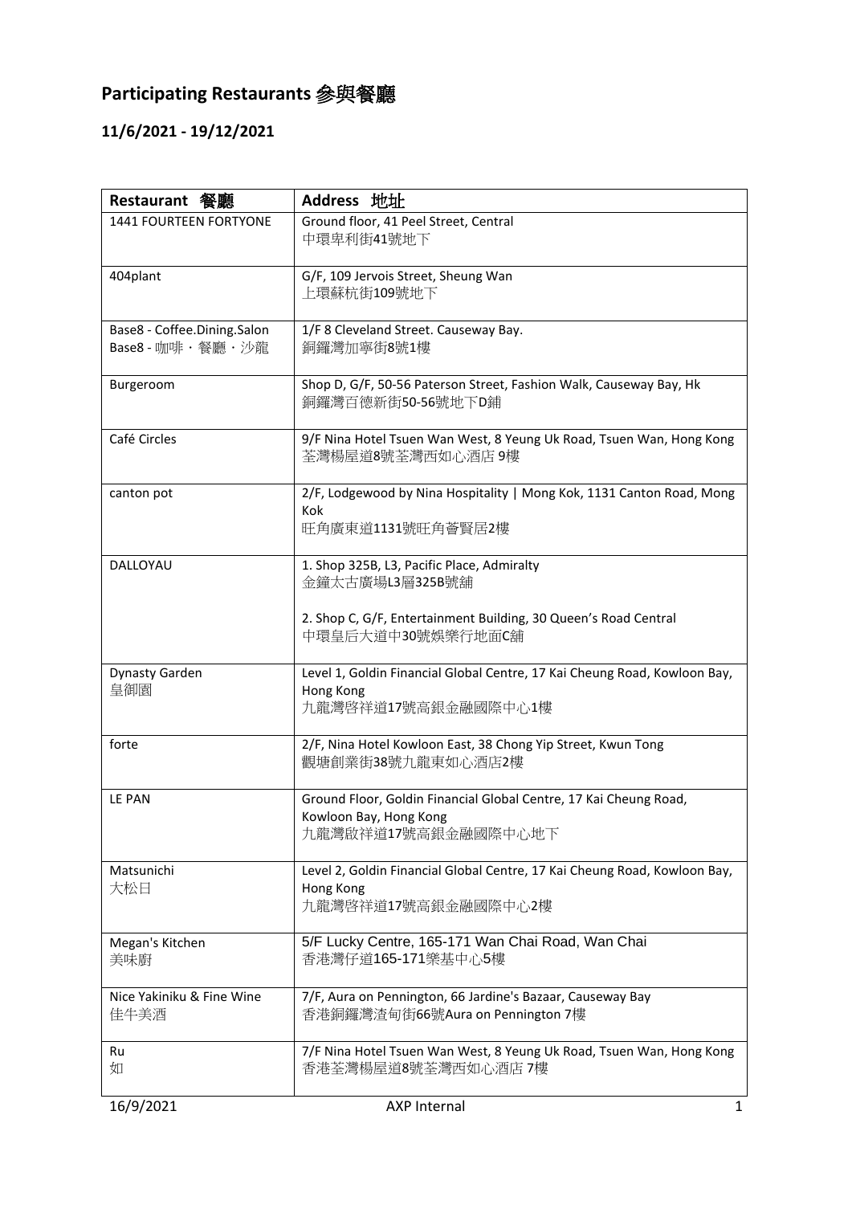# Participating Restaurants 參與餐廳

## 11/6/2021 - 19/12/2021

| Restaurant 餐廳 | Address 地址 |
|---|---|
| 1441 FOURTEEN FORTYONE | Ground floor, 41 Peel Street, Central<br>中環卑利街41號地下 |
| 404plant | G/F, 109 Jervois Street, Sheung Wan<br>上環蘇杭街109號地下 |
| Base8 - Coffee.Dining.Salon<br>Base8 - 咖啡・餐廳・沙龍 | 1/F 8 Cleveland Street. Causeway Bay.<br>銅鑼灣加寧街8號1樓 |
| Burgeroom | Shop D, G/F, 50-56 Paterson Street, Fashion Walk, Causeway Bay, Hk<br>銅鑼灣百德新街50-56號地下D鋪 |
| Café Circles | 9/F Nina Hotel Tsuen Wan West, 8 Yeung Uk Road, Tsuen Wan, Hong Kong<br>荃灣楊屋道8號荃灣西如心酒店 9樓 |
| canton pot | 2/F, Lodgewood by Nina Hospitality \| Mong Kok, 1131 Canton Road, Mong Kok<br>旺角廣東道1131號旺角薈賢居2樓 |
| DALLOYAU | 1. Shop 325B, L3, Pacific Place, Admiralty<br>金鐘太古廣場L3層325B號舖<br><br>2. Shop C, G/F, Entertainment Building, 30 Queen's Road Central<br>中環皇后大道中30號娛樂行地面C舖 |
| Dynasty Garden<br>皇御園 | Level 1, Goldin Financial Global Centre, 17 Kai Cheung Road, Kowloon Bay, Hong Kong<br>九龍灣啓祥道17號高銀金融國際中心1樓 |
| forte | 2/F, Nina Hotel Kowloon East, 38 Chong Yip Street, Kwun Tong<br>觀塘創業街38號九龍東如心酒店2樓 |
| LE PAN | Ground Floor, Goldin Financial Global Centre, 17 Kai Cheung Road, Kowloon Bay, Hong Kong<br>九龍灣啟祥道17號高銀金融國際中心地下 |
| Matsunichi<br>大松日 | Level 2, Goldin Financial Global Centre, 17 Kai Cheung Road, Kowloon Bay, Hong Kong<br>九龍灣啓祥道17號高銀金融國際中心2樓 |
| Megan's Kitchen<br>美味廚 | 5/F Lucky Centre, 165-171 Wan Chai Road, Wan Chai<br>香港灣仔道165-171樂基中心5樓 |
| Nice Yakiniku & Fine Wine<br>佳牛美酒 | 7/F, Aura on Pennington, 66 Jardine's Bazaar, Causeway Bay<br>香港銅鑼灣渣甸街66號Aura on Pennington 7樓 |
| Ru<br>如 | 7/F Nina Hotel Tsuen Wan West, 8 Yeung Uk Road, Tsuen Wan, Hong Kong<br>香港荃灣楊屋道8號荃灣西如心酒店 7樓 |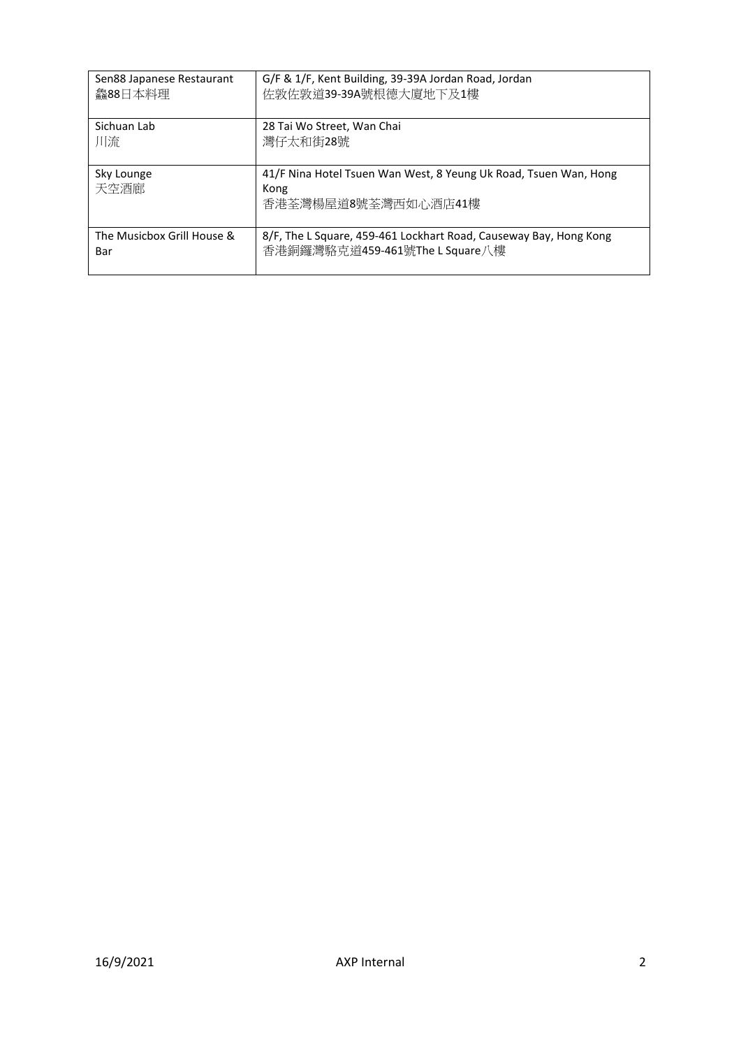| | |
|---|---|
| Sen88 Japanese Restaurant<br>鱻88日本料理 | G/F & 1/F, Kent Building, 39-39A Jordan Road, Jordan<br>佐敦佐敦道39-39A號根德大廈地下及1樓 |
| Sichuan Lab<br>川流 | 28 Tai Wo Street, Wan Chai<br>灣仔太和街28號 |
| Sky Lounge<br>天空酒廊 | 41/F Nina Hotel Tsuen Wan West, 8 Yeung Uk Road, Tsuen Wan, Hong Kong<br>香港荃灣楊屋道8號荃灣西如心酒店41樓 |
| The Musicbox Grill House & Bar | 8/F, The L Square, 459-461 Lockhart Road, Causeway Bay, Hong Kong<br>香港銅鑼灣駱克道459-461號The L Square八樓 |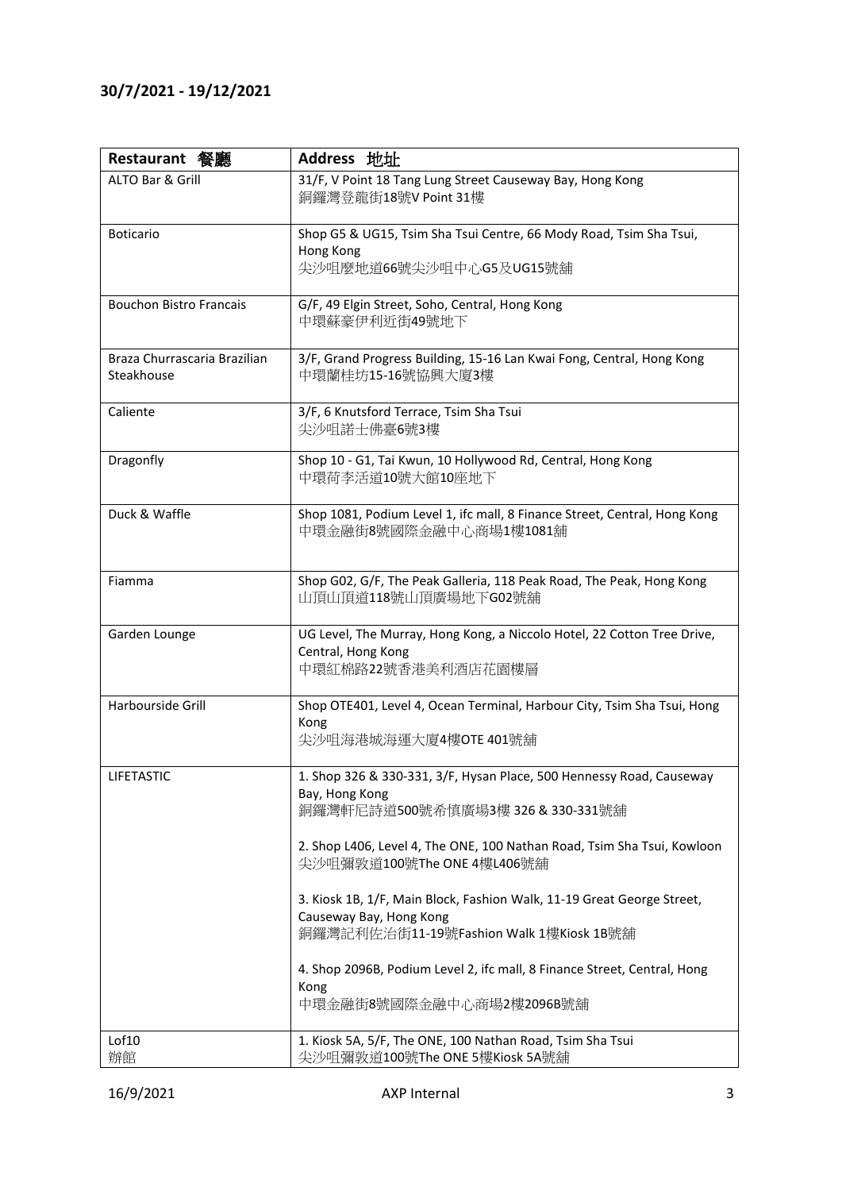**30/7/2021 - 19/12/2021**

| Restaurant 餐廳 | Address 地址 |
|---|---|
| ALTO Bar & Grill | 31/F, V Point 18 Tang Lung Street Causeway Bay, Hong Kong<br>銅鑼灣登龍街18號V Point 31樓 |
| Boticario | Shop G5 & UG15, Tsim Sha Tsui Centre, 66 Mody Road, Tsim Sha Tsui, Hong Kong<br>尖沙咀麼地道66號尖沙咀中心G5及UG15號舖 |
| Bouchon Bistro Francais | G/F, 49 Elgin Street, Soho, Central, Hong Kong<br>中環蘇豪伊利近街49號地下 |
| Braza Churrascaria Brazilian Steakhouse | 3/F, Grand Progress Building, 15-16 Lan Kwai Fong, Central, Hong Kong<br>中環蘭桂坊15-16號協興大廈3樓 |
| Caliente | 3/F, 6 Knutsford Terrace, Tsim Sha Tsui<br>尖沙咀諾士佛臺6號3樓 |
| Dragonfly | Shop 10 - G1, Tai Kwun, 10 Hollywood Rd, Central, Hong Kong<br>中環荷李活道10號大館10座地下 |
| Duck & Waffle | Shop 1081, Podium Level 1, ifc mall, 8 Finance Street, Central, Hong Kong<br>中環金融街8號國際金融中心商場1樓1081舖 |
| Fiamma | Shop G02, G/F, The Peak Galleria, 118 Peak Road, The Peak, Hong Kong<br>山頂山頂道118號山頂廣場地下G02號舖 |
| Garden Lounge | UG Level, The Murray, Hong Kong, a Niccolo Hotel, 22 Cotton Tree Drive, Central, Hong Kong<br>中環紅棉路22號香港美利酒店花園樓層 |
| Harbourside Grill | Shop OTE401, Level 4, Ocean Terminal, Harbour City, Tsim Sha Tsui, Hong Kong<br>尖沙咀海港城海運大廈4樓OTE 401號舖 |
| LIFETASTIC | 1. Shop 326 & 330-331, 3/F, Hysan Place, 500 Hennessy Road, Causeway Bay, Hong Kong<br>銅鑼灣軒尼詩道500號希慎廣場3樓 326 & 330-331號舖<br><br>2. Shop L406, Level 4, The ONE, 100 Nathan Road, Tsim Sha Tsui, Kowloon<br>尖沙咀彌敦道100號The ONE 4樓L406號舖<br><br>3. Kiosk 1B, 1/F, Main Block, Fashion Walk, 11-19 Great George Street, Causeway Bay, Hong Kong<br>銅鑼灣記利佐治街11-19號Fashion Walk 1樓Kiosk 1B號舖<br><br>4. Shop 2096B, Podium Level 2, ifc mall, 8 Finance Street, Central, Hong Kong<br>中環金融街8號國際金融中心商場2樓2096B號舖 |
| Lof10<br>辦館 | 1. Kiosk 5A, 5/F, The ONE, 100 Nathan Road, Tsim Sha Tsui<br>尖沙咀彌敦道100號The ONE 5樓Kiosk 5A號舖 |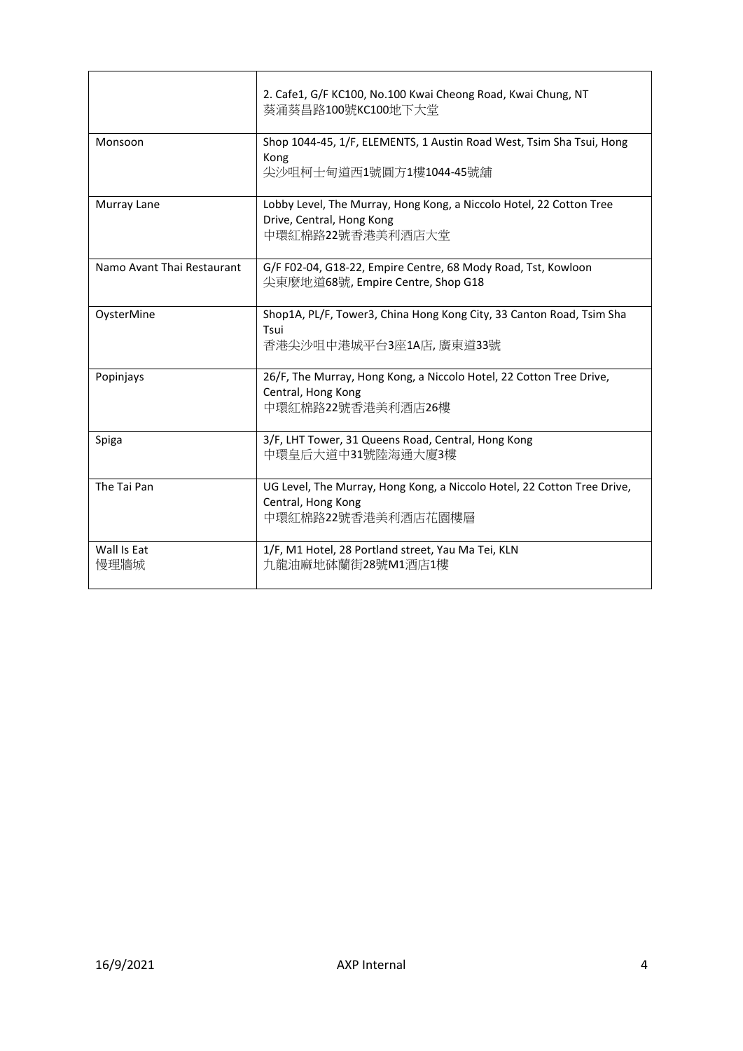| | |
|---|---|
| | 2. Cafe1, G/F KC100, No.100 Kwai Cheong Road, Kwai Chung, NT<br>葵涌葵昌路100號KC100地下大堂 |
| Monsoon | Shop 1044-45, 1/F, ELEMENTS, 1 Austin Road West, Tsim Sha Tsui, Hong Kong<br>尖沙咀柯士甸道西1號圓方1樓1044-45號舖 |
| Murray Lane | Lobby Level, The Murray, Hong Kong, a Niccolo Hotel, 22 Cotton Tree Drive, Central, Hong Kong<br>中環紅棉路22號香港美利酒店大堂 |
| Namo Avant Thai Restaurant | G/F F02-04, G18-22, Empire Centre, 68 Mody Road, Tst, Kowloon<br>尖東麼地道68號, Empire Centre, Shop G18 |
| OysterMine | Shop1A, PL/F, Tower3, China Hong Kong City, 33 Canton Road, Tsim Sha Tsui<br>香港尖沙咀中港城平台3座1A店, 廣東道33號 |
| Popinjays | 26/F, The Murray, Hong Kong, a Niccolo Hotel, 22 Cotton Tree Drive, Central, Hong Kong<br>中環紅棉路22號香港美利酒店26樓 |
| Spiga | 3/F, LHT Tower, 31 Queens Road, Central, Hong Kong<br>中環皇后大道中31號陸海通大廈3樓 |
| The Tai Pan | UG Level, The Murray, Hong Kong, a Niccolo Hotel, 22 Cotton Tree Drive, Central, Hong Kong<br>中環紅棉路22號香港美利酒店花園樓層 |
| Wall Is Eat<br>慢理牆城 | 1/F, M1 Hotel, 28 Portland street, Yau Ma Tei, KLN<br>九龍油麻地砵蘭街28號M1酒店1樓 |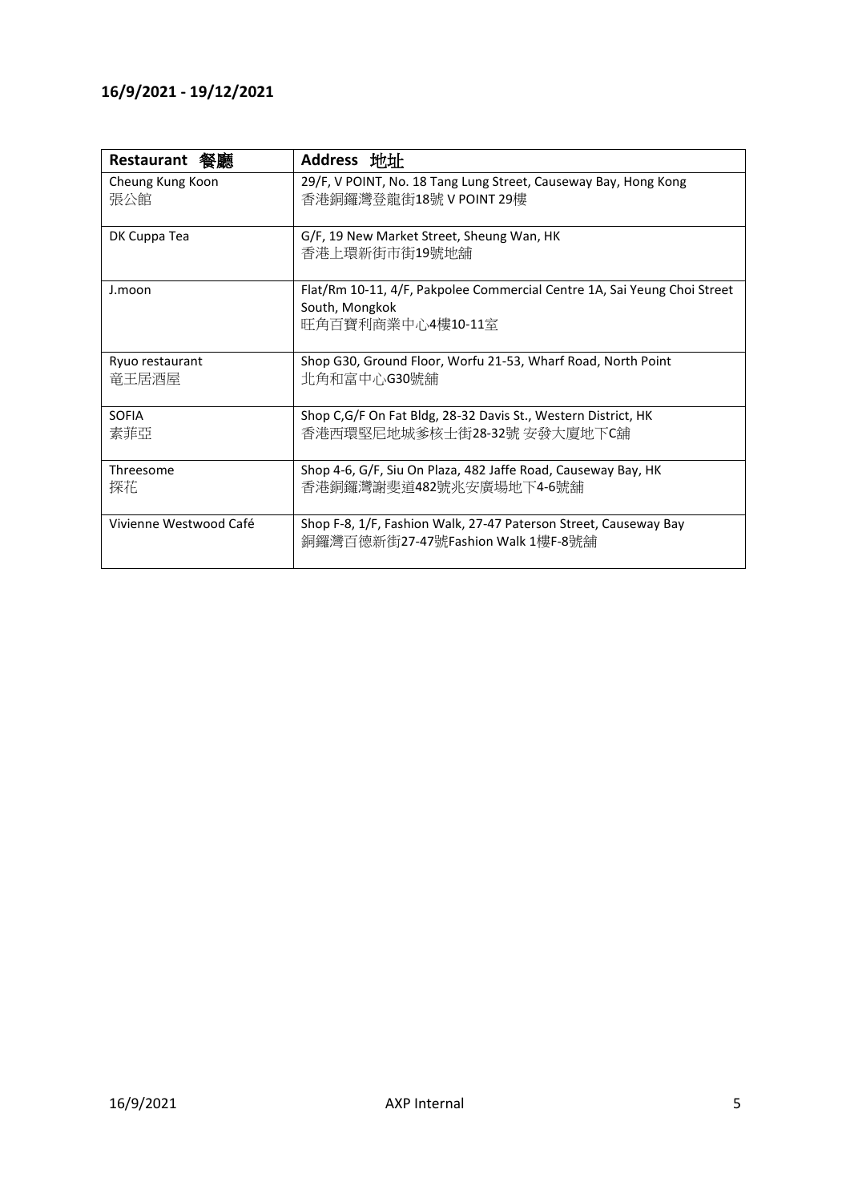**16/9/2021 - 19/12/2021**

| Restaurant 餐廳 | Address 地址 |
| --- | --- |
| Cheung Kung Koon<br>張公館 | 29/F, V POINT, No. 18 Tang Lung Street, Causeway Bay, Hong Kong<br>香港銅鑼灣登龍街18號 V POINT 29樓 |
| DK Cuppa Tea | G/F, 19 New Market Street, Sheung Wan, HK<br>香港上環新街市街19號地舖 |
| J.moon | Flat/Rm 10-11, 4/F, Pakpolee Commercial Centre 1A, Sai Yeung Choi Street South, Mongkok<br>旺角百寶利商業中心4樓10-11室 |
| Ryuo restaurant<br>竜王居酒屋 | Shop G30, Ground Floor, Worfu 21-53, Wharf Road, North Point<br>北角和富中心G30號舖 |
| SOFIA<br>素菲亞 | Shop C,G/F On Fat Bldg, 28-32 Davis St., Western District, HK<br>香港西環堅尼地城爹核士街28-32號 安發大廈地下C舖 |
| Threesome<br>探花 | Shop 4-6, G/F, Siu On Plaza, 482 Jaffe Road, Causeway Bay, HK<br>香港銅鑼灣謝斐道482號兆安廣場地下4-6號舖 |
| Vivienne Westwood Café | Shop F-8, 1/F, Fashion Walk, 27-47 Paterson Street, Causeway Bay<br>銅鑼灣百德新街27-47號Fashion Walk 1樓F-8號舖 |

16/9/2021 AXP Internal